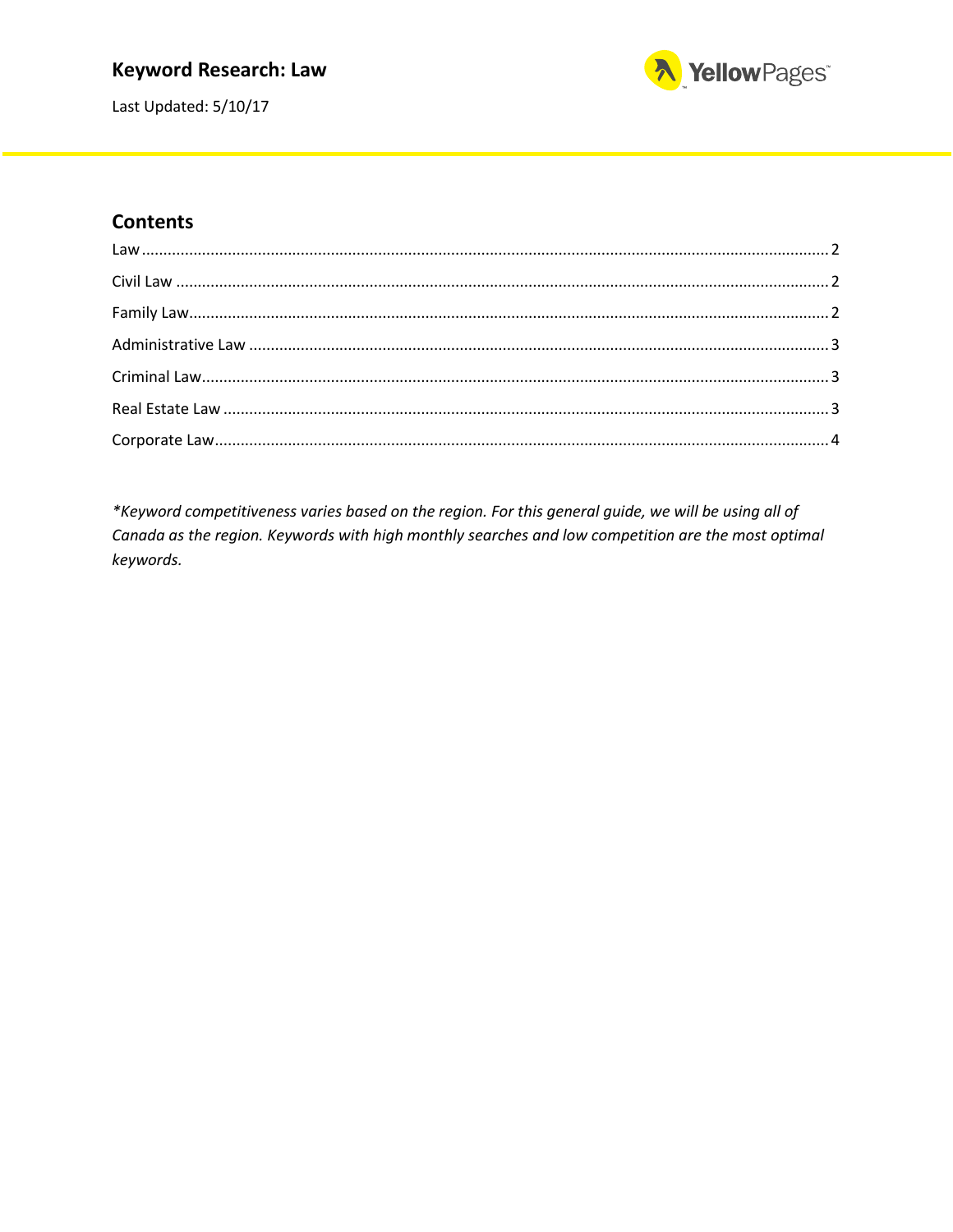# Keyword Research: Law

Last Updated: 5/10/17

## Contents

- Law ............ 2
- Civil Law ............ 2
- Family Law ............ 2
- Administrative Law ............ 3
- Criminal Law ............ 3
- Real Estate Law ............ 3
- Corporate Law ............ 4

*\*Keyword competitiveness varies based on the region. For this general guide, we will be using all of Canada as the region. Keywords with high monthly searches and low competition are the most optimal keywords.*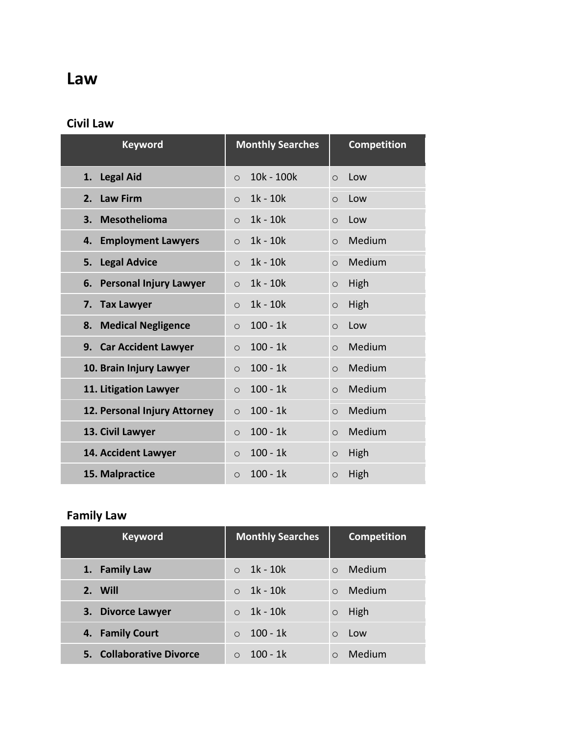# Law

## Civil Law

| Keyword | Monthly Searches | Competition |
|---|---|---|
| 1. Legal Aid | 10k - 100k | Low |
| 2. Law Firm | 1k - 10k | Low |
| 3. Mesothelioma | 1k - 10k | Low |
| 4. Employment Lawyers | 1k - 10k | Medium |
| 5. Legal Advice | 1k - 10k | Medium |
| 6. Personal Injury Lawyer | 1k - 10k | High |
| 7. Tax Lawyer | 1k - 10k | High |
| 8. Medical Negligence | 100 - 1k | Low |
| 9. Car Accident Lawyer | 100 - 1k | Medium |
| 10. Brain Injury Lawyer | 100 - 1k | Medium |
| 11. Litigation Lawyer | 100 - 1k | Medium |
| 12. Personal Injury Attorney | 100 - 1k | Medium |
| 13. Civil Lawyer | 100 - 1k | Medium |
| 14. Accident Lawyer | 100 - 1k | High |
| 15. Malpractice | 100 - 1k | High |

## Family Law

| Keyword | Monthly Searches | Competition |
|---|---|---|
| 1. Family Law | 1k - 10k | Medium |
| 2. Will | 1k - 10k | Medium |
| 3. Divorce Lawyer | 1k - 10k | High |
| 4. Family Court | 100 - 1k | Low |
| 5. Collaborative Divorce | 100 - 1k | Medium |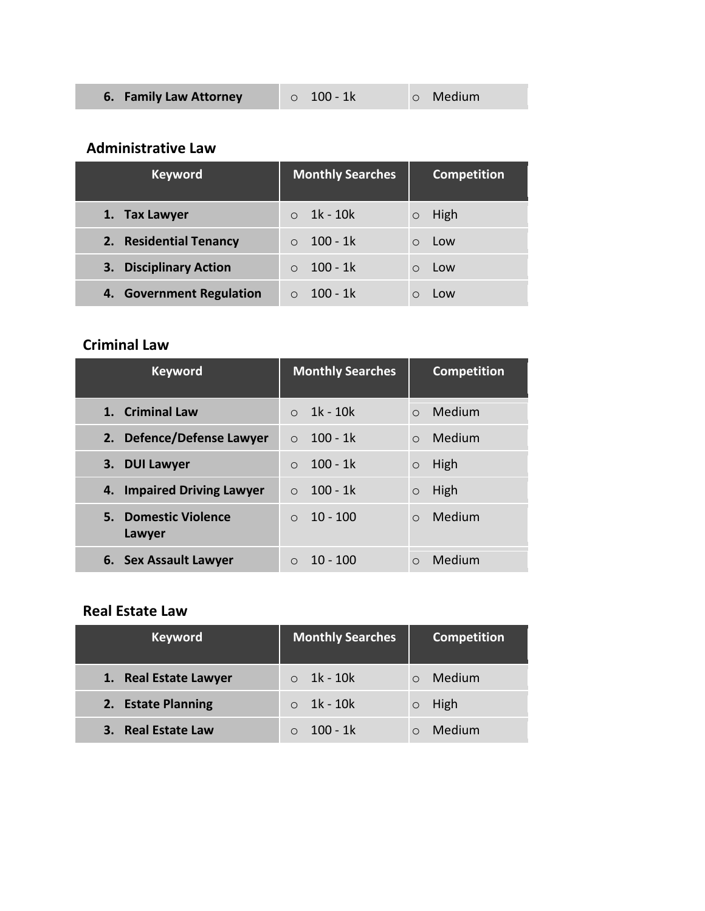| 6. Family Law Attorney | ○ 100 - 1k | ○ Medium |
| --- | --- | --- |

### Administrative Law

| Keyword | Monthly Searches | Competition |
| --- | --- | --- |
| 1. Tax Lawyer | ○ 1k - 10k | ○ High |
| 2. Residential Tenancy | ○ 100 - 1k | ○ Low |
| 3. Disciplinary Action | ○ 100 - 1k | ○ Low |
| 4. Government Regulation | ○ 100 - 1k | ○ Low |

### Criminal Law

| Keyword | Monthly Searches | Competition |
| --- | --- | --- |
| 1. Criminal Law | ○ 1k - 10k | ○ Medium |
| 2. Defence/Defense Lawyer | ○ 100 - 1k | ○ Medium |
| 3. DUI Lawyer | ○ 100 - 1k | ○ High |
| 4. Impaired Driving Lawyer | ○ 100 - 1k | ○ High |
| 5. Domestic Violence Lawyer | ○ 10 - 100 | ○ Medium |
| 6. Sex Assault Lawyer | ○ 10 - 100 | ○ Medium |

### Real Estate Law

| Keyword | Monthly Searches | Competition |
| --- | --- | --- |
| 1. Real Estate Lawyer | ○ 1k - 10k | ○ Medium |
| 2. Estate Planning | ○ 1k - 10k | ○ High |
| 3. Real Estate Law | ○ 100 - 1k | ○ Medium |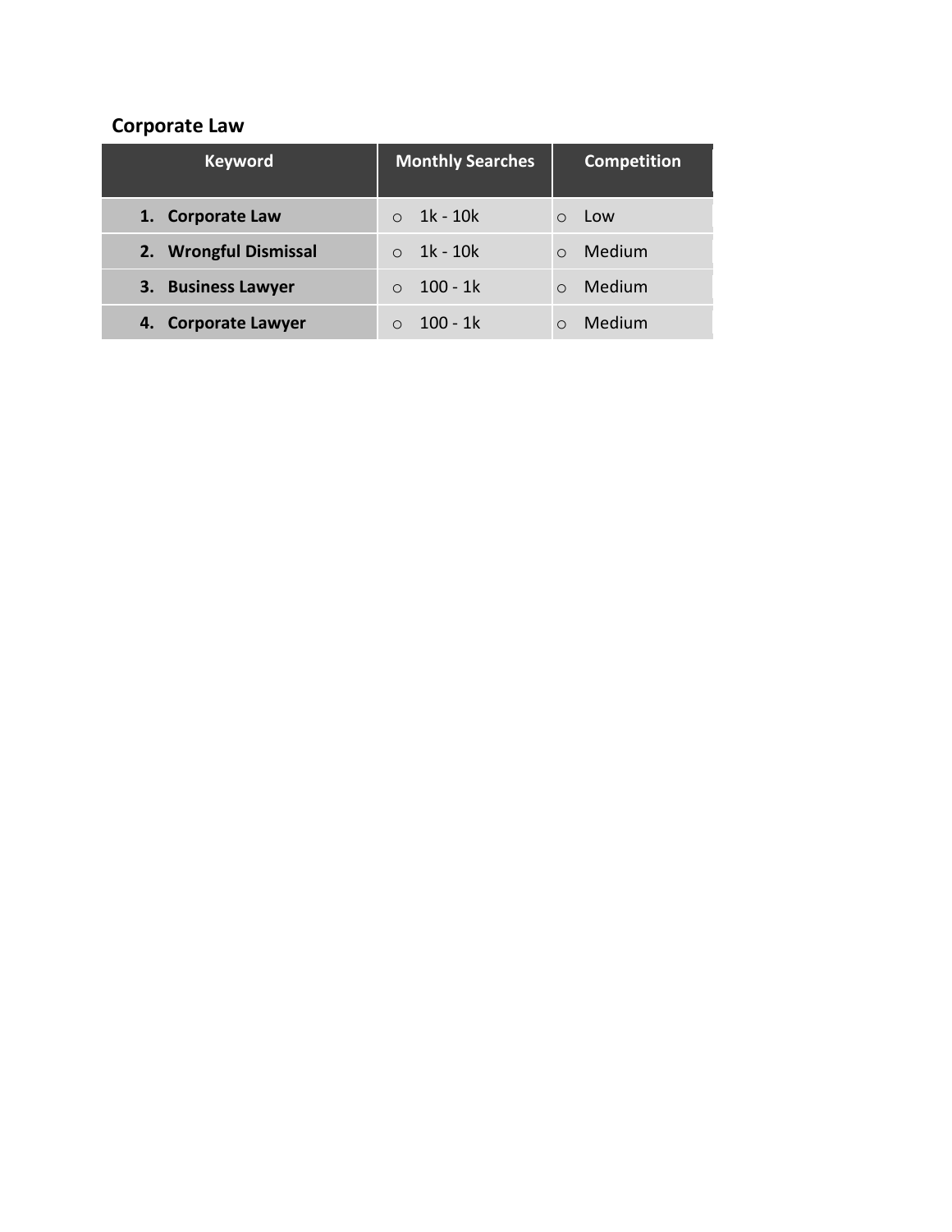### Corporate Law

| Keyword | Monthly Searches | Competition |
| --- | --- | --- |
| 1. **Corporate Law** | ○ 1k - 10k | ○ Low |
| 2. **Wrongful Dismissal** | ○ 1k - 10k | ○ Medium |
| 3. **Business Lawyer** | ○ 100 - 1k | ○ Medium |
| 4. **Corporate Lawyer** | ○ 100 - 1k | ○ Medium |